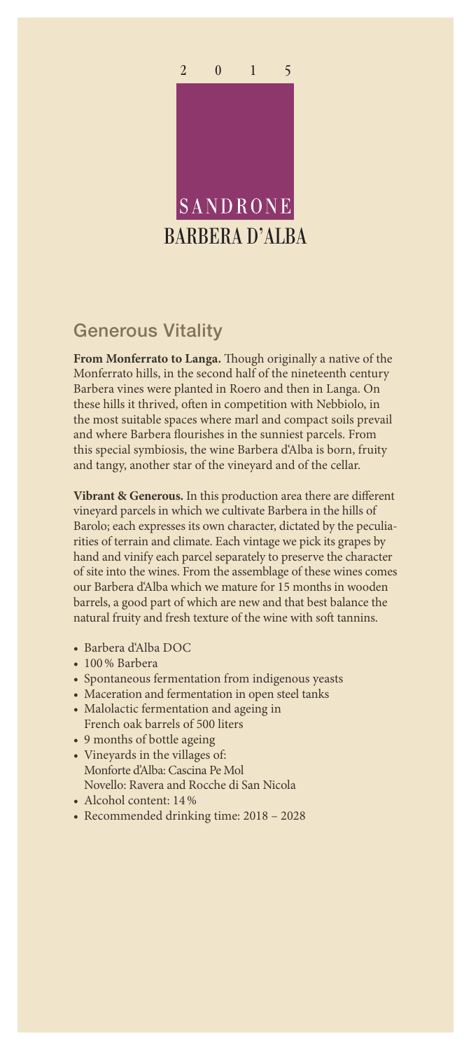2 0 1 5

SANDRONE

# BARBERA D'ALBA

## Generous Vitality

**From Monferrato to Langa.** Though originally a native of the Monferrato hills, in the second half of the nineteenth century Barbera vines were planted in Roero and then in Langa. On these hills it thrived, often in competition with Nebbiolo, in the most suitable spaces where marl and compact soils prevail and where Barbera flourishes in the sunniest parcels. From this special symbiosis, the wine Barbera d'Alba is born, fruity and tangy, another star of the vineyard and of the cellar.

**Vibrant & Generous.** In this production area there are different vineyard parcels in which we cultivate Barbera in the hills of Barolo; each expresses its own character, dictated by the peculiarities of terrain and climate. Each vintage we pick its grapes by hand and vinify each parcel separately to preserve the character of site into the wines. From the assemblage of these wines comes our Barbera d'Alba which we mature for 15 months in wooden barrels, a good part of which are new and that best balance the natural fruity and fresh texture of the wine with soft tannins.

- Barbera d'Alba DOC
- 100 % Barbera
- Spontaneous fermentation from indigenous yeasts
- Maceration and fermentation in open steel tanks
- Malolactic fermentation and ageing in French oak barrels of 500 liters
- 9 months of bottle ageing
- Vineyards in the villages of:
  Monforte d'Alba: Cascina Pe Mol
  Novello: Ravera and Rocche di San Nicola
- Alcohol content: 14 %
- Recommended drinking time: 2018 – 2028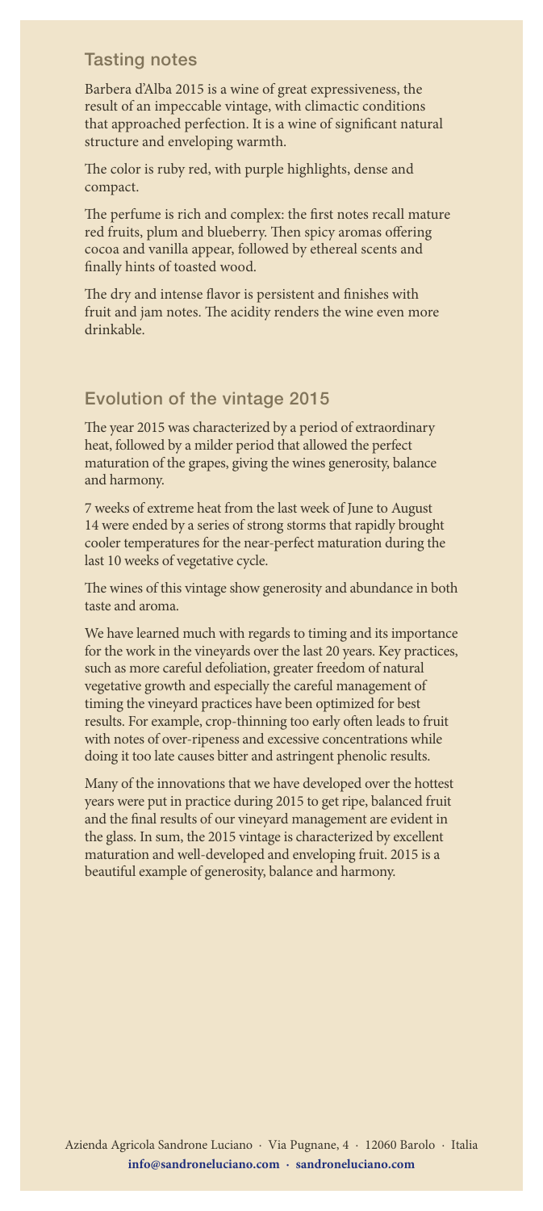## Tasting notes

Barbera d'Alba 2015 is a wine of great expressiveness, the result of an impeccable vintage, with climactic conditions that approached perfection. It is a wine of significant natural structure and enveloping warmth.

The color is ruby red, with purple highlights, dense and compact.

The perfume is rich and complex: the first notes recall mature red fruits, plum and blueberry. Then spicy aromas offering cocoa and vanilla appear, followed by ethereal scents and finally hints of toasted wood.

The dry and intense flavor is persistent and finishes with fruit and jam notes. The acidity renders the wine even more drinkable.

## Evolution of the vintage 2015

The year 2015 was characterized by a period of extraordinary heat, followed by a milder period that allowed the perfect maturation of the grapes, giving the wines generosity, balance and harmony.

7 weeks of extreme heat from the last week of June to August 14 were ended by a series of strong storms that rapidly brought cooler temperatures for the near-perfect maturation during the last 10 weeks of vegetative cycle.

The wines of this vintage show generosity and abundance in both taste and aroma.

We have learned much with regards to timing and its importance for the work in the vineyards over the last 20 years. Key practices, such as more careful defoliation, greater freedom of natural vegetative growth and especially the careful management of timing the vineyard practices have been optimized for best results. For example, crop-thinning too early often leads to fruit with notes of over-ripeness and excessive concentrations while doing it too late causes bitter and astringent phenolic results.

Many of the innovations that we have developed over the hottest years were put in practice during 2015 to get ripe, balanced fruit and the final results of our vineyard management are evident in the glass. In sum, the 2015 vintage is characterized by excellent maturation and well-developed and enveloping fruit. 2015 is a beautiful example of generosity, balance and harmony.

Azienda Agricola Sandrone Luciano · Via Pugnane, 4 · 12060 Barolo · Italia
**info@sandroneluciano.com · sandroneluciano.com**